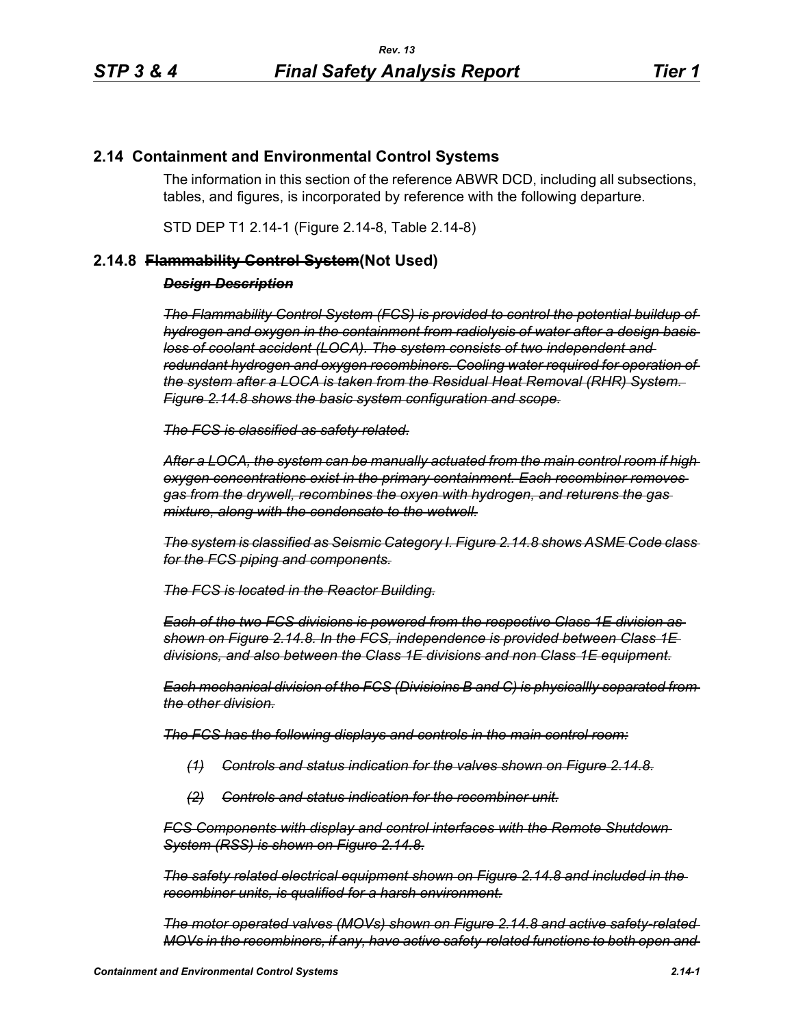## 2.14 Containment and Environmental Control Systems

The information in this section of the reference ABWR DCD, including all subsections, tables, and figures, is incorporated by reference with the following departure.

STD DEP T1 2.14-1 (Figure 2.14-8, Table 2.14-8)

### 2.14.8 ~~Flammability Control System~~(Not Used)

~~***Design Description***~~

~~*The Flammability Control System (FCS) is provided to control the potential buildup of hydrogen and oxygen in the containment from radiolysis of water after a design basis loss of coolant accident (LOCA). The system consists of two independent and redundant hydrogen and oxygen recombiners. Cooling water required for operation of the system after a LOCA is taken from the Residual Heat Removal (RHR) System. Figure 2.14.8 shows the basic system configuration and scope.*~~

~~*The FCS is classified as safety related.*~~

~~*After a LOCA, the system can be manually actuated from the main control room if high oxygen concentrations exist in the primary containment. Each recombiner removes gas from the drywell, recombines the oxyen with hydrogen, and returens the gas mixture, along with the condensate to the wetwell.*~~

~~*The system is classified as Seismic Category I. Figure 2.14.8 shows ASME Code class for the FCS piping and components.*~~

~~*The FCS is located in the Reactor Building.*~~

~~*Each of the two FCS divisions is powered from the respective Class 1E division as shown on Figure 2.14.8. In the FCS, independence is provided between Class 1E divisions, and also between the Class 1E divisions and non Class 1E equipment.*~~

~~*Each mechanical division of the FCS (Divisioins B and C) is physicallly separated from the other division.*~~

~~*The FCS has the following displays and controls in the main control room:*~~

~~*(1) Controls and status indication for the valves shown on Figure 2.14.8.*~~

~~*(2) Controls and status indication for the recombiner unit.*~~

~~*FCS Components with display and control interfaces with the Remote Shutdown System (RSS) is shown on Figure 2.14.8.*~~

~~*The safety related electrical equipment shown on Figure 2.14.8 and included in the recombiner units, is qualified for a harsh environment.*~~

~~*The motor operated valves (MOVs) shown on Figure 2.14.8 and active safety-related MOVs in the recombiners, if any, have active safety-related functions to both open and*~~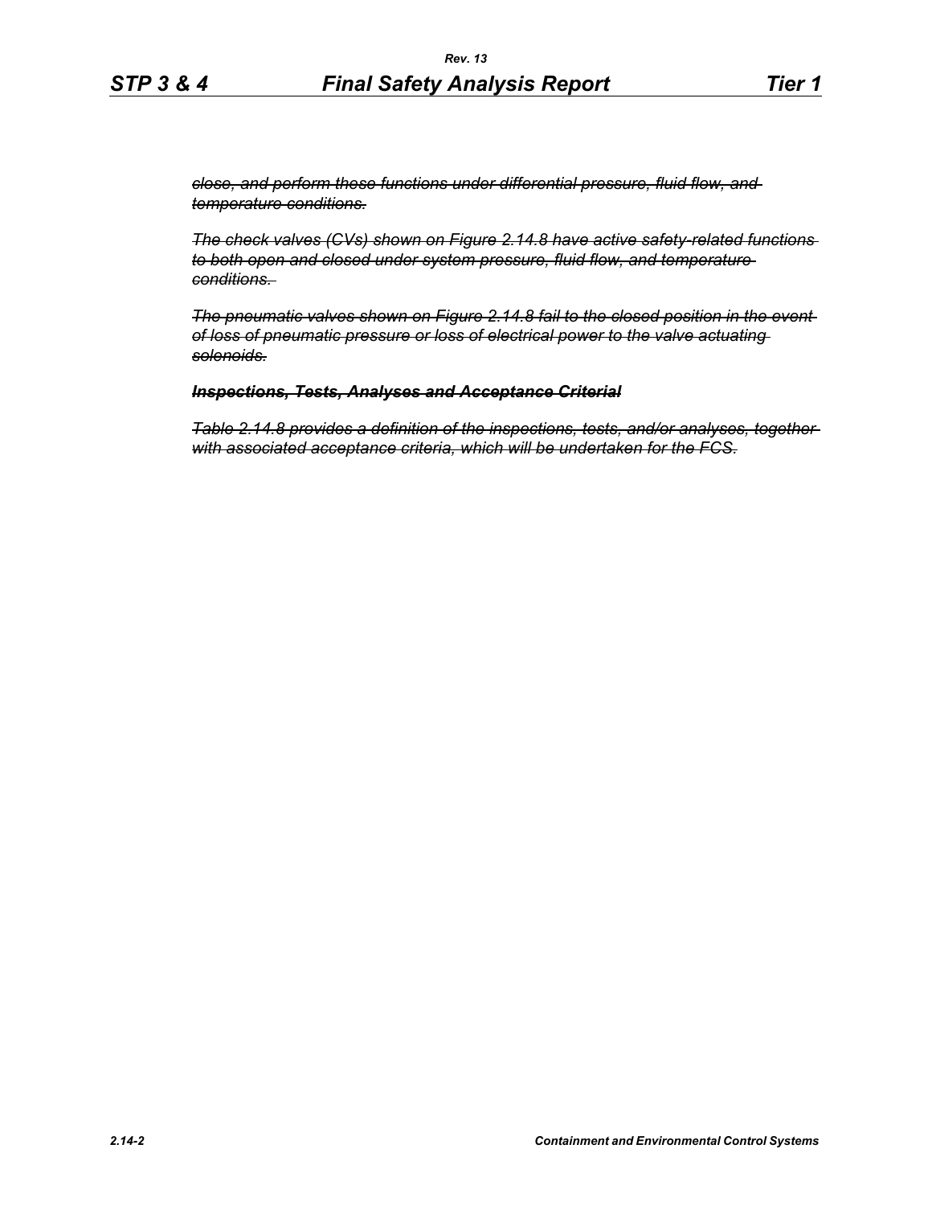~~*close, and perform these functions under differential pressure, fluid flow, and temperature conditions.*~~

~~*The check valves (CVs) shown on Figure 2.14.8 have active safety-related functions to both open and closed under system pressure, fluid flow, and temperature conditions.*~~

~~*The pneumatic valves shown on Figure 2.14.8 fail to the closed position in the event of loss of pneumatic pressure or loss of electrical power to the valve actuating solenoids.*~~

~~***Inspections, Tests, Analyses and Acceptance Criterial***~~

~~*Table 2.14.8 provides a definition of the inspections, tests, and/or analyses, together with associated acceptance criteria, which will be undertaken for the FCS.*~~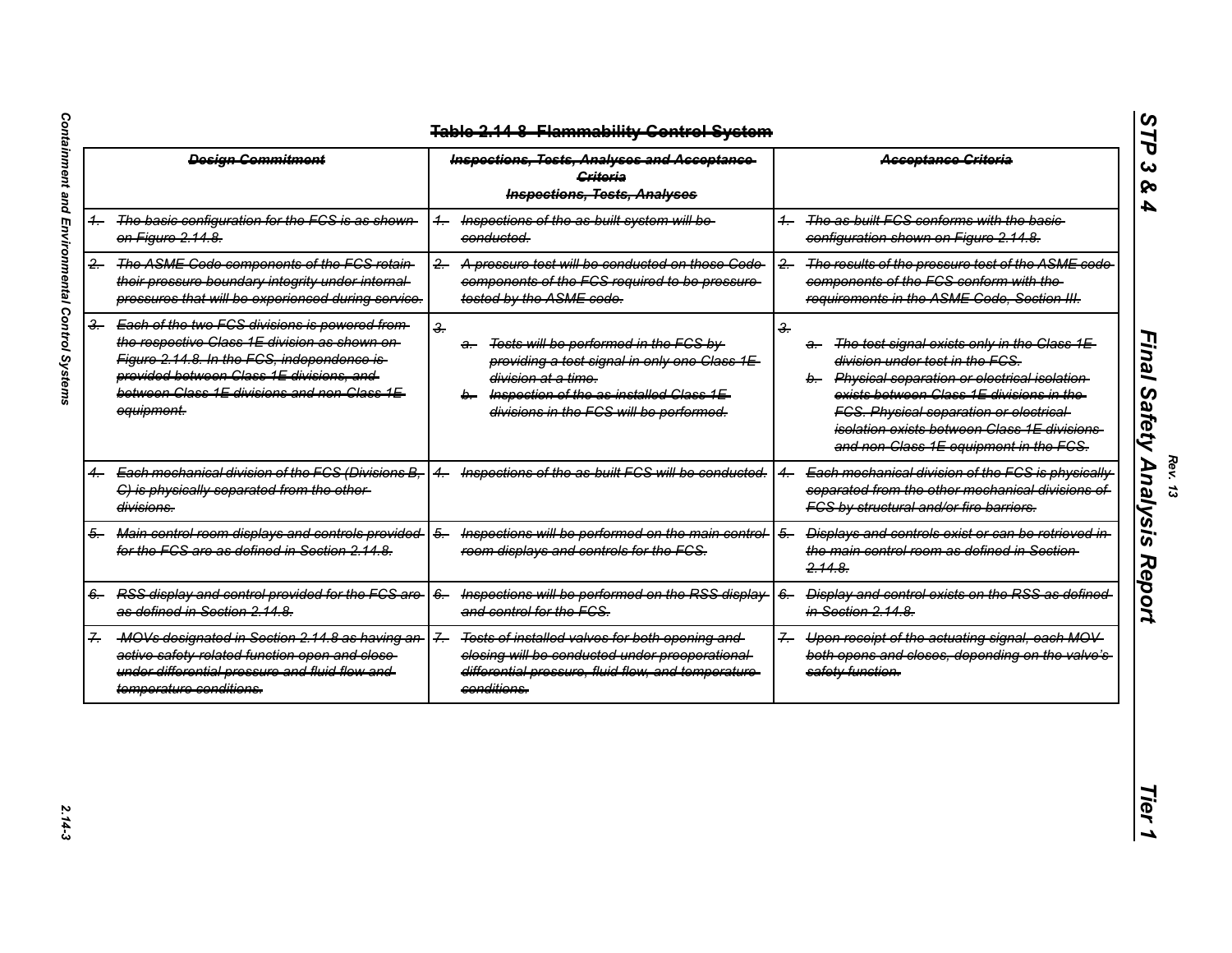~~Table 2.14-8 Flammability Control System~~

| ~~Design Commitment~~ | ~~Inspections, Tests, Analyses and Acceptance Criteria~~ ~~Inspections, Tests, Analyses~~ | ~~Acceptance Criteria~~ |
|---|---|---|
| ~~1. The basic configuration for the FCS is as shown on Figure 2.14.8.~~ | ~~1. Inspections of the as-built system will be conducted.~~ | ~~1. The as-built FCS conforms with the basic configuration shown on Figure 2.14.8.~~ |
| ~~2. The ASME Code components of the FCS retain their pressure boundary integrity under internal pressures that will be experienced during service.~~ | ~~2. A pressure test will be conducted on those Code components of the FCS required to be pressure tested by the ASME code.~~ | ~~2. The results of the pressure test of the ASME code components of the FCS conform with the requirements in the ASME Code, Section III.~~ |
| ~~3. Each of the two FCS divisions is powered from the respective Class 1E division as shown on Figure 2.14.8. In the FCS, independence is provided between Class 1E divisions, and between Class 1E divisions and non-Class 1E equipment.~~ | ~~3.~~ ~~a. Tests will be performed in the FCS by providing a test signal in only one Class 1E division at a time.~~ ~~b. Inspection of the as-installed Class 1E divisions in the FCS will be performed.~~ | ~~3.~~ ~~a. The test signal exists only in the Class 1E division under test in the FCS.~~ ~~b. Physical separation or electrical isolation exists between Class 1E divisions in the FCS. Physical separation or electrical isolation exists between Class 1E divisions and non-Class 1E equipment in the FCS.~~ |
| ~~4. Each mechanical division of the FCS (Divisions B, C) is physically separated from the other divisions.~~ | ~~4. Inspections of the as-built FCS will be conducted.~~ | ~~4. Each mechanical division of the FCS is physically separated from the other mechanical divisions of FCS by structural and/or fire barriers.~~ |
| ~~5. Main control room displays and controls provided for the FCS are as defined in Section 2.14.8.~~ | ~~5. Inspections will be performed on the main control room displays and controls for the FCS.~~ | ~~5. Displays and controls exist or can be retrieved in the main control room as defined in Section 2.14.8.~~ |
| ~~6. RSS display and control provided for the FCS are as defined in Section 2.14.8.~~ | ~~6. Inspections will be performed on the RSS display and control for the FCS.~~ | ~~6. Display and control exists on the RSS as defined in Section 2.14.8.~~ |
| ~~7. MOVs designated in Section 2.14.8 as having an active safety-related function open and close under differential pressure and fluid flow and temperature conditions.~~ | ~~7. Tests of installed valves for both opening and closing will be conducted under preoperational differential pressure, fluid flow, and temperature conditions.~~ | ~~7. Upon receipt of the actuating signal, each MOV both opens and closes, depending on the valve's safety function.~~ |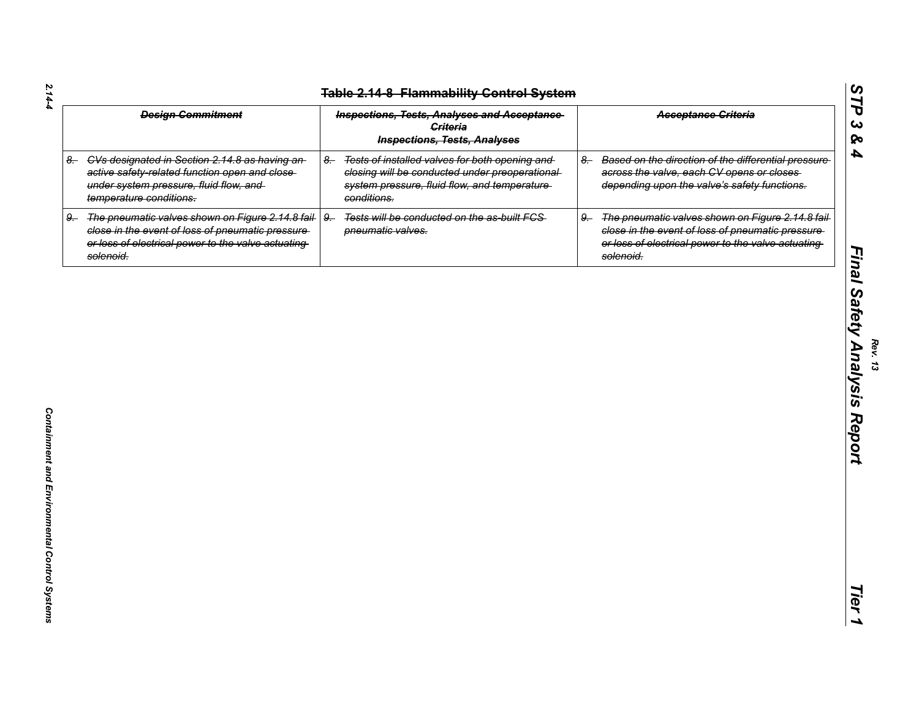# Table 2.14-8 Flammability Control System

| Design Commitment | Inspections, Tests, Analyses and Acceptance Criteria<br>Inspections, Tests, Analyses | Acceptance Criteria |
|---|---|---|
| 8. CVs designated in Section 2.14.8 as having an active safety-related function open and close under system pressure, fluid flow, and temperature conditions. | 8. Tests of installed valves for both opening and closing will be conducted under preoperational system pressure, fluid flow, and temperature conditions. | 8. Based on the direction of the differential pressure across the valve, each CV opens or closes depending upon the valve's safety functions. |
| 9. The pneumatic valves shown on Figure 2.14.8 fail close in the event of loss of pneumatic pressure or loss of electrical power to the valve actuating solenoid. | 9. Tests will be conducted on the as-built FCS pneumatic valves. | 9. The pneumatic valves shown on Figure 2.14.8 fail close in the event of loss of pneumatic pressure or loss of electrical power to the valve actuating solenoid. |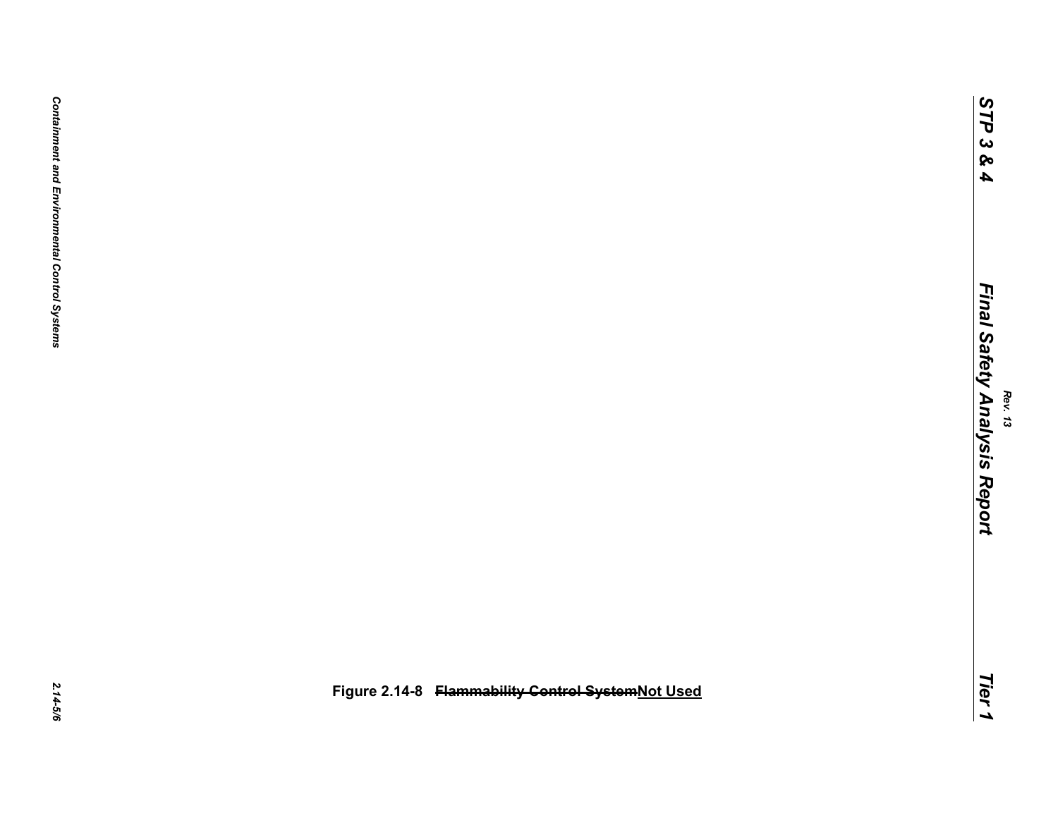Figure 2.14-8 ~~Flammability Control System~~Not Used